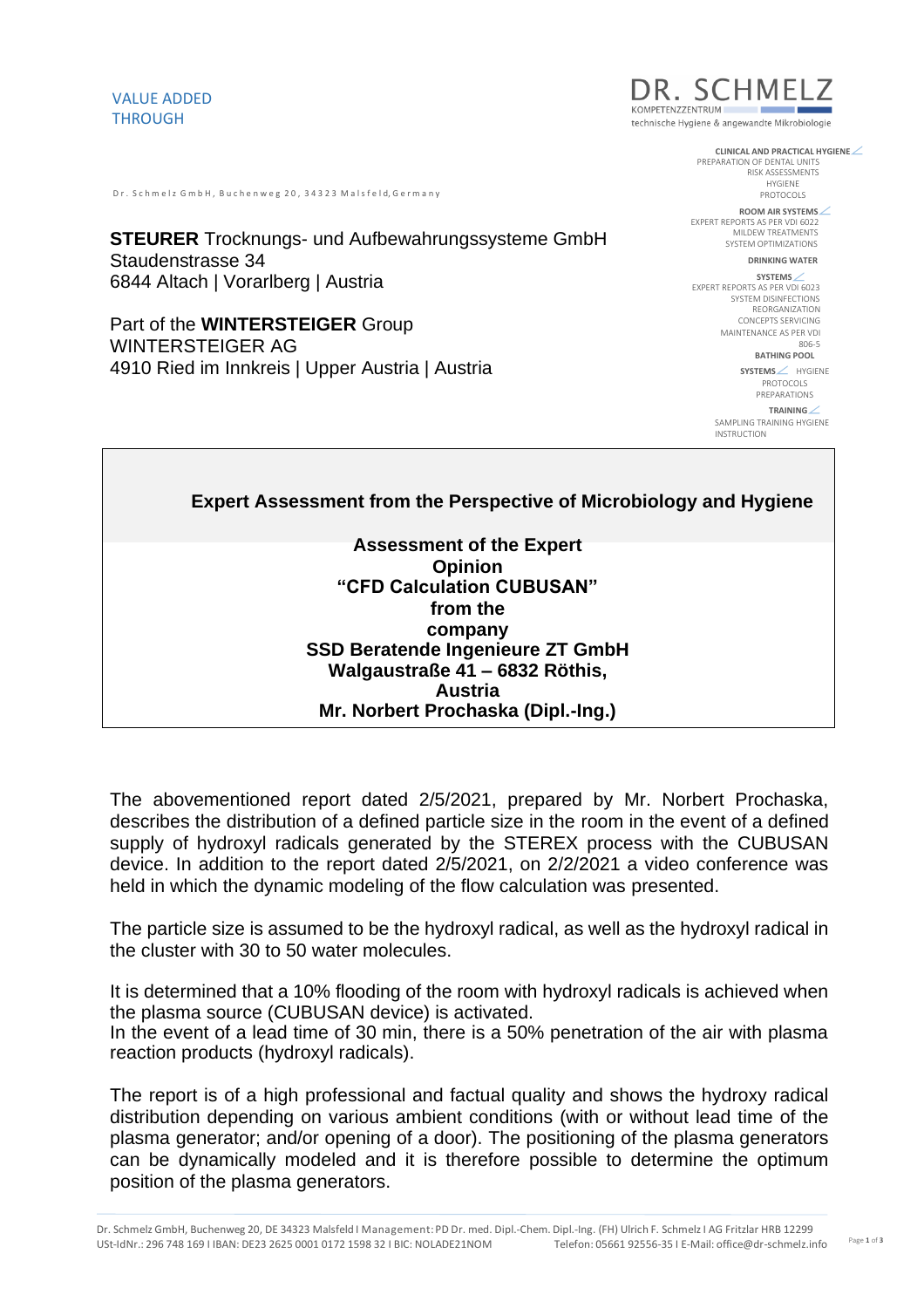VALUE ADDED THROUGH

DR. SCHMELZ
KOMPETENZZENTRUM
technische Hygiene & angewandte Mikrobiologie

**CLINICAL AND PRACTICAL HYGIENE**
PREPARATION OF DENTAL UNITS
RISK ASSESSMENTS
HYGIENE
PROTOCOLS

**ROOM AIR SYSTEMS**
EXPERT REPORTS AS PER VDI 6022
MILDEW TREATMENTS
SYSTEM OPTIMIZATIONS

**DRINKING WATER**

**SYSTEMS**
EXPERT REPORTS AS PER VDI 6023
SYSTEM DISINFECTIONS
REORGANIZATION
CONCEPTS SERVICING
MAINTENANCE AS PER VDI 806-5

**BATHING POOL**

**SYSTEMS** HYGIENE
PROTOCOLS
PREPARATIONS

**TRAINING**
SAMPLING TRAINING HYGIENE
INSTRUCTION

Dr. Schmelz GmbH, Buchenweg 20, 34323 Malsfeld, Germany

**STEURER** Trocknungs- und Aufbewahrungssysteme GmbH
Staudenstrasse 34
6844 Altach | Vorarlberg | Austria

Part of the **WINTERSTEIGER** Group
WINTERSTEIGER AG
4910 Ried im Innkreis | Upper Austria | Austria

## Expert Assessment from the Perspective of Microbiology and Hygiene

**Assessment of the Expert Opinion "CFD Calculation CUBUSAN" from the company SSD Beratende Ingenieure ZT GmbH Walgaustraße 41 – 6832 Röthis, Austria Mr. Norbert Prochaska (Dipl.-Ing.)**

The abovementioned report dated 2/5/2021, prepared by Mr. Norbert Prochaska, describes the distribution of a defined particle size in the room in the event of a defined supply of hydroxyl radicals generated by the STEREX process with the CUBUSAN device. In addition to the report dated 2/5/2021, on 2/2/2021 a video conference was held in which the dynamic modeling of the flow calculation was presented.

The particle size is assumed to be the hydroxyl radical, as well as the hydroxyl radical in the cluster with 30 to 50 water molecules.

It is determined that a 10% flooding of the room with hydroxyl radicals is achieved when the plasma source (CUBUSAN device) is activated.
In the event of a lead time of 30 min, there is a 50% penetration of the air with plasma reaction products (hydroxyl radicals).

The report is of a high professional and factual quality and shows the hydroxy radical distribution depending on various ambient conditions (with or without lead time of the plasma generator; and/or opening of a door). The positioning of the plasma generators can be dynamically modeled and it is therefore possible to determine the optimum position of the plasma generators.

Dr. Schmelz GmbH, Buchenweg 20, DE 34323 Malsfeld I Management: PD Dr. med. Dipl.-Chem. Dipl.-Ing. (FH) Ulrich F. Schmelz I AG Fritzlar HRB 12299
USt-IdNr.: 296 748 169 I IBAN: DE23 2625 0001 0172 1598 32 I BIC: NOLADE21NOM Telefon: 05661 92556-35 I E-Mail: office@dr-schmelz.info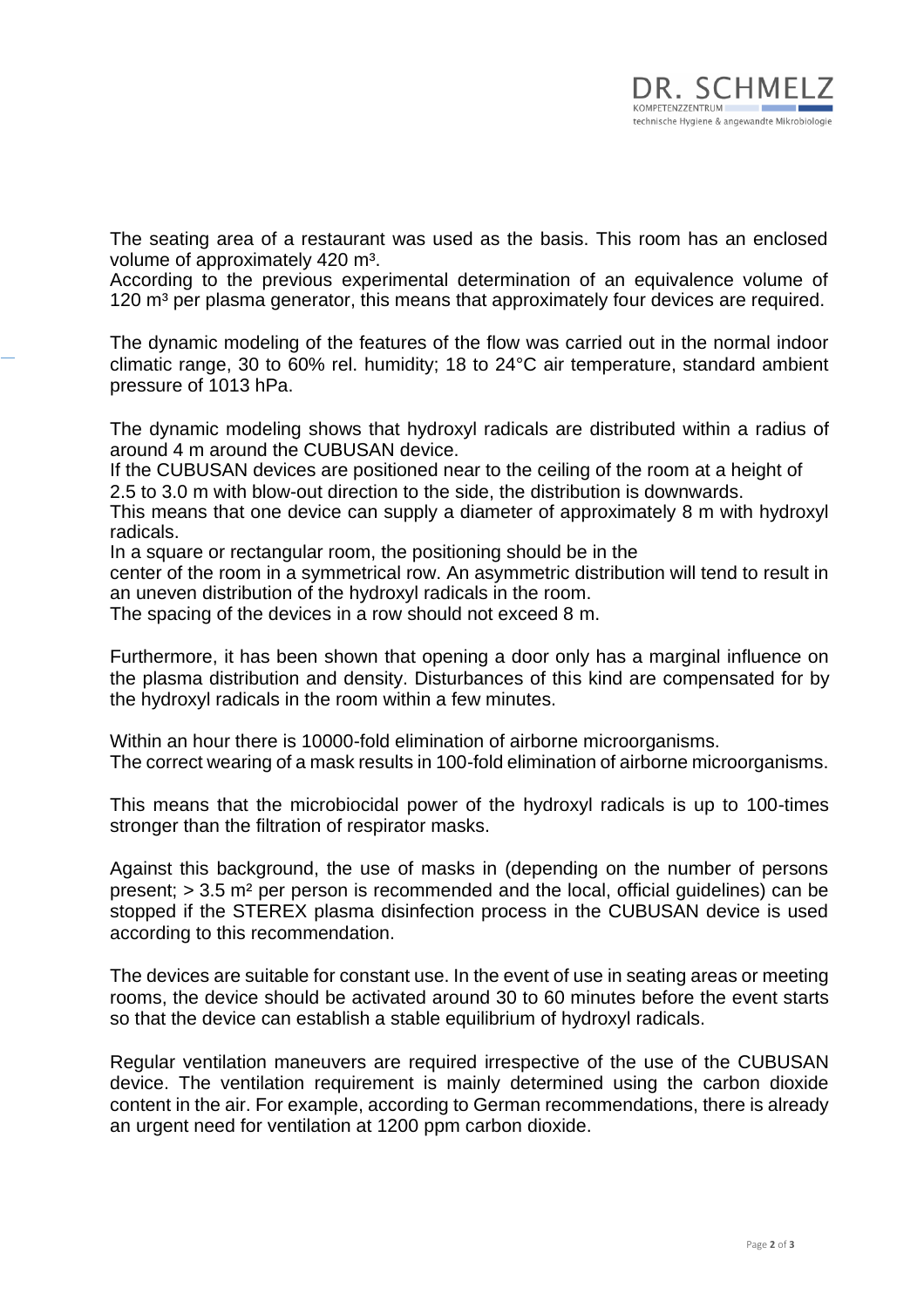The seating area of a restaurant was used as the basis. This room has an enclosed volume of approximately 420 m³.
According to the previous experimental determination of an equivalence volume of 120 m³ per plasma generator, this means that approximately four devices are required.

The dynamic modeling of the features of the flow was carried out in the normal indoor climatic range, 30 to 60% rel. humidity; 18 to 24°C air temperature, standard ambient pressure of 1013 hPa.

The dynamic modeling shows that hydroxyl radicals are distributed within a radius of around 4 m around the CUBUSAN device.
If the CUBUSAN devices are positioned near to the ceiling of the room at a height of 2.5 to 3.0 m with blow-out direction to the side, the distribution is downwards.
This means that one device can supply a diameter of approximately 8 m with hydroxyl radicals.
In a square or rectangular room, the positioning should be in the center of the room in a symmetrical row. An asymmetric distribution will tend to result in an uneven distribution of the hydroxyl radicals in the room.
The spacing of the devices in a row should not exceed 8 m.

Furthermore, it has been shown that opening a door only has a marginal influence on the plasma distribution and density. Disturbances of this kind are compensated for by the hydroxyl radicals in the room within a few minutes.

Within an hour there is 10000-fold elimination of airborne microorganisms.
The correct wearing of a mask results in 100-fold elimination of airborne microorganisms.

This means that the microbiocidal power of the hydroxyl radicals is up to 100-times stronger than the filtration of respirator masks.

Against this background, the use of masks in (depending on the number of persons present; > 3.5 m² per person is recommended and the local, official guidelines) can be stopped if the STEREX plasma disinfection process in the CUBUSAN device is used according to this recommendation.

The devices are suitable for constant use. In the event of use in seating areas or meeting rooms, the device should be activated around 30 to 60 minutes before the event starts so that the device can establish a stable equilibrium of hydroxyl radicals.

Regular ventilation maneuvers are required irrespective of the use of the CUBUSAN device. The ventilation requirement is mainly determined using the carbon dioxide content in the air. For example, according to German recommendations, there is already an urgent need for ventilation at 1200 ppm carbon dioxide.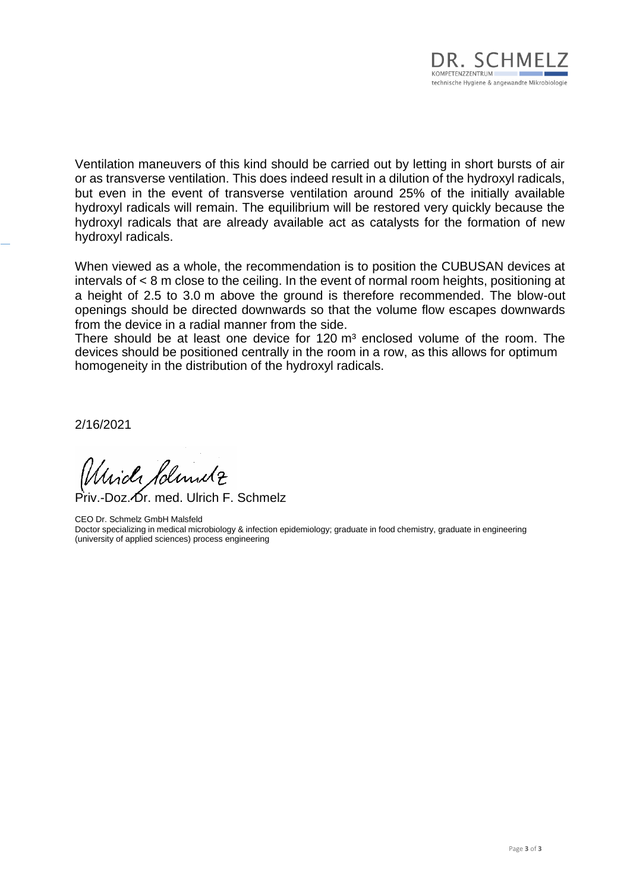Ventilation maneuvers of this kind should be carried out by letting in short bursts of air or as transverse ventilation. This does indeed result in a dilution of the hydroxyl radicals, but even in the event of transverse ventilation around 25% of the initially available hydroxyl radicals will remain. The equilibrium will be restored very quickly because the hydroxyl radicals that are already available act as catalysts for the formation of new hydroxyl radicals.

When viewed as a whole, the recommendation is to position the CUBUSAN devices at intervals of < 8 m close to the ceiling. In the event of normal room heights, positioning at a height of 2.5 to 3.0 m above the ground is therefore recommended. The blow-out openings should be directed downwards so that the volume flow escapes downwards from the device in a radial manner from the side.
There should be at least one device for 120 m³ enclosed volume of the room. The devices should be positioned centrally in the room in a row, as this allows for optimum homogeneity in the distribution of the hydroxyl radicals.

2/16/2021

Priv.-Doz. Dr. med. Ulrich F. Schmelz

CEO Dr. Schmelz GmbH Malsfeld
Doctor specializing in medical microbiology & infection epidemiology; graduate in food chemistry, graduate in engineering (university of applied sciences) process engineering